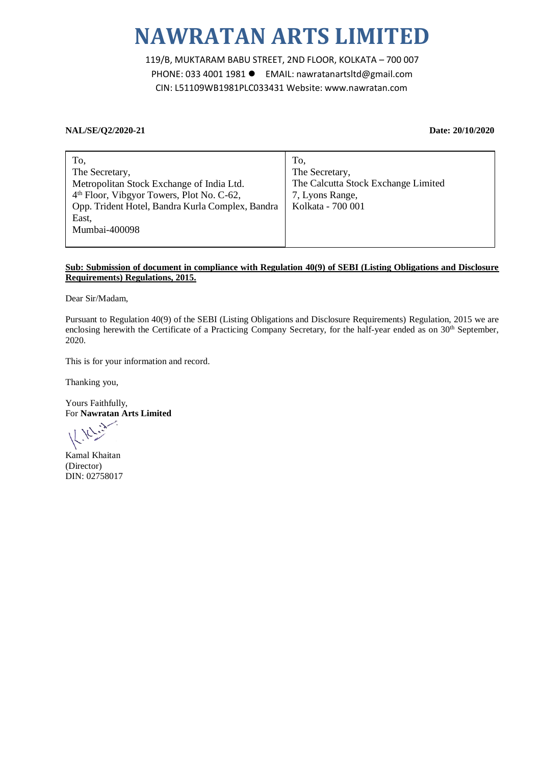# NAWRATAN ARTS LIMITED

119/B, MUKTARAM BABU STREET, 2ND FLOOR, KOLKATA – 700 007
PHONE: 033 4001 1981 ● EMAIL: nawratanartsltd@gmail.com
CIN: L51109WB1981PLC033431 Website: www.nawratan.com

**NAL/SE/Q2/2020-21** **Date: 20/10/2020**

| To,<br>The Secretary,<br>Metropolitan Stock Exchange of India Ltd.<br>4th Floor, Vibgyor Towers, Plot No. C-62,<br>Opp. Trident Hotel, Bandra Kurla Complex, Bandra East,<br>Mumbai-400098 | To,<br>The Secretary,<br>The Calcutta Stock Exchange Limited<br>7, Lyons Range,<br>Kolkata - 700 001 |
|---|---|

**Sub: Submission of document in compliance with Regulation 40(9) of SEBI (Listing Obligations and Disclosure Requirements) Regulations, 2015.**

Dear Sir/Madam,

Pursuant to Regulation 40(9) of the SEBI (Listing Obligations and Disclosure Requirements) Regulation, 2015 we are enclosing herewith the Certificate of a Practicing Company Secretary, for the half-year ended as on 30th September, 2020.

This is for your information and record.

Thanking you,

Yours Faithfully,
For **Nawratan Arts Limited**

Kamal Khaitan
(Director)
DIN: 02758017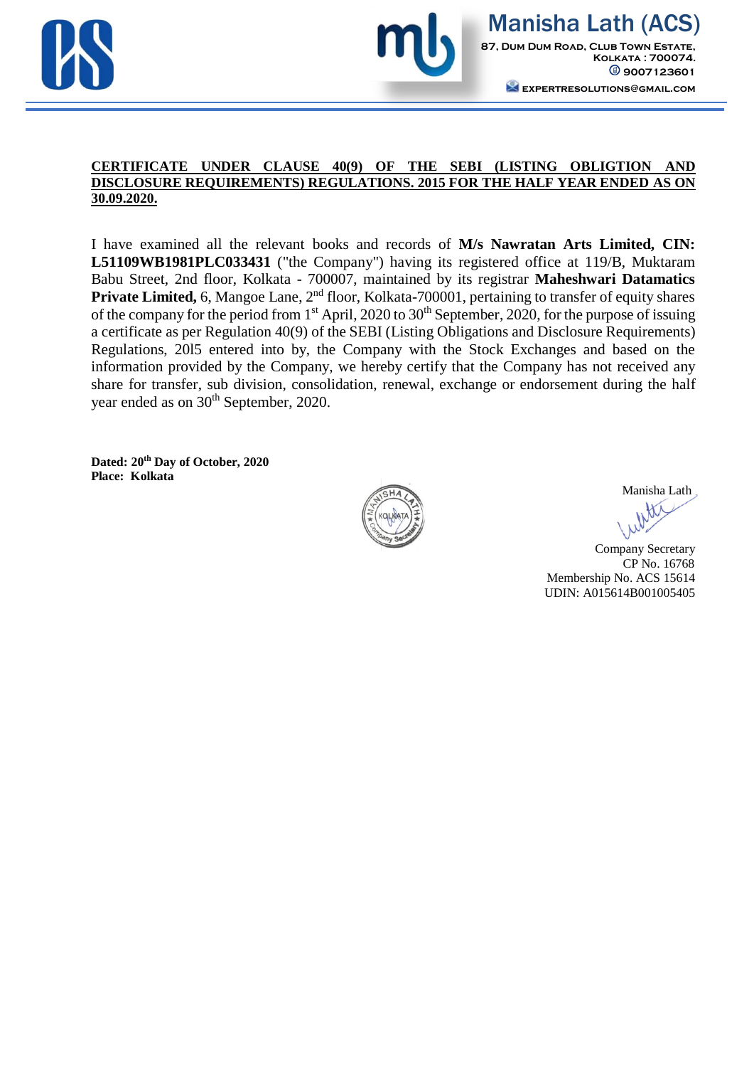Manisha Lath (ACS)

87, Dum Dum Road, Club Town Estate,
Kolkata : 700074.
9007123601
expertresolutions@gmail.com

**CERTIFICATE UNDER CLAUSE 40(9) OF THE SEBI (LISTING OBLIGTION AND DISCLOSURE REQUIREMENTS) REGULATIONS. 2015 FOR THE HALF YEAR ENDED AS ON 30.09.2020.**

I have examined all the relevant books and records of **M/s Nawratan Arts Limited, CIN: L51109WB1981PLC033431** ("the Company") having its registered office at 119/B, Muktaram Babu Street, 2nd floor, Kolkata - 700007, maintained by its registrar **Maheshwari Datamatics Private Limited,** 6, Mangoe Lane, 2nd floor, Kolkata-700001, pertaining to transfer of equity shares of the company for the period from 1st April, 2020 to 30th September, 2020, for the purpose of issuing a certificate as per Regulation 40(9) of the SEBI (Listing Obligations and Disclosure Requirements) Regulations, 2015 entered into by, the Company with the Stock Exchanges and based on the information provided by the Company, we hereby certify that the Company has not received any share for transfer, sub division, consolidation, renewal, exchange or endorsement during the half year ended as on 30th September, 2020.

**Dated: 20th Day of October, 2020**
**Place: Kolkata**

Manisha Lath

Company Secretary
CP No. 16768
Membership No. ACS 15614
UDIN: A015614B001005405